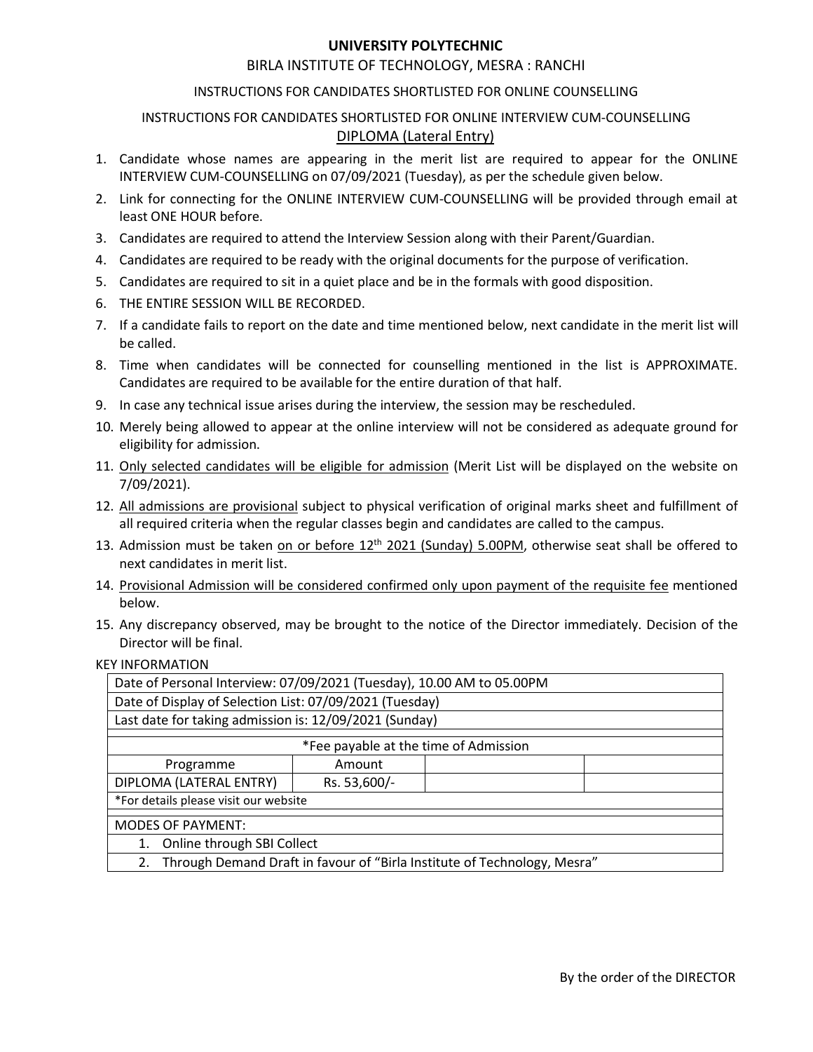# UNIVERSITY POLYTECHNIC

## BIRLA INSTITUTE OF TECHNOLOGY, MESRA : RANCHI

### INSTRUCTIONS FOR CANDIDATES SHORTLISTED FOR ONLINE COUNSELLING

### INSTRUCTIONS FOR CANDIDATES SHORTLISTED FOR ONLINE INTERVIEW CUM-COUNSELLING

### DIPLOMA (Lateral Entry)

1. Candidate whose names are appearing in the merit list are required to appear for the ONLINE INTERVIEW CUM-COUNSELLING on 07/09/2021 (Tuesday), as per the schedule given below.
2. Link for connecting for the ONLINE INTERVIEW CUM-COUNSELLING will be provided through email at least ONE HOUR before.
3. Candidates are required to attend the Interview Session along with their Parent/Guardian.
4. Candidates are required to be ready with the original documents for the purpose of verification.
5. Candidates are required to sit in a quiet place and be in the formals with good disposition.
6. THE ENTIRE SESSION WILL BE RECORDED.
7. If a candidate fails to report on the date and time mentioned below, next candidate in the merit list will be called.
8. Time when candidates will be connected for counselling mentioned in the list is APPROXIMATE. Candidates are required to be available for the entire duration of that half.
9. In case any technical issue arises during the interview, the session may be rescheduled.
10. Merely being allowed to appear at the online interview will not be considered as adequate ground for eligibility for admission.
11. Only selected candidates will be eligible for admission (Merit List will be displayed on the website on 7/09/2021).
12. All admissions are provisional subject to physical verification of original marks sheet and fulfillment of all required criteria when the regular classes begin and candidates are called to the campus.
13. Admission must be taken on or before 12th 2021 (Sunday) 5.00PM, otherwise seat shall be offered to next candidates in merit list.
14. Provisional Admission will be considered confirmed only upon payment of the requisite fee mentioned below.
15. Any discrepancy observed, may be brought to the notice of the Director immediately. Decision of the Director will be final.

KEY INFORMATION

| Date of Personal Interview: 07/09/2021 (Tuesday), 10.00 AM to 05.00PM | | | |
|---|---|---|---|
| Date of Display of Selection List: 07/09/2021 (Tuesday) | | | |
| Last date for taking admission is: 12/09/2021 (Sunday) | | | |
| *Fee payable at the time of Admission | | | |
| Programme | Amount | | |
| DIPLOMA (LATERAL ENTRY) | Rs. 53,600/- | | |
| *For details please visit our website | | | |
| MODES OF PAYMENT: | | | |
| 1. Online through SBI Collect | | | |
| 2. Through Demand Draft in favour of "Birla Institute of Technology, Mesra" | | | |

By the order of the DIRECTOR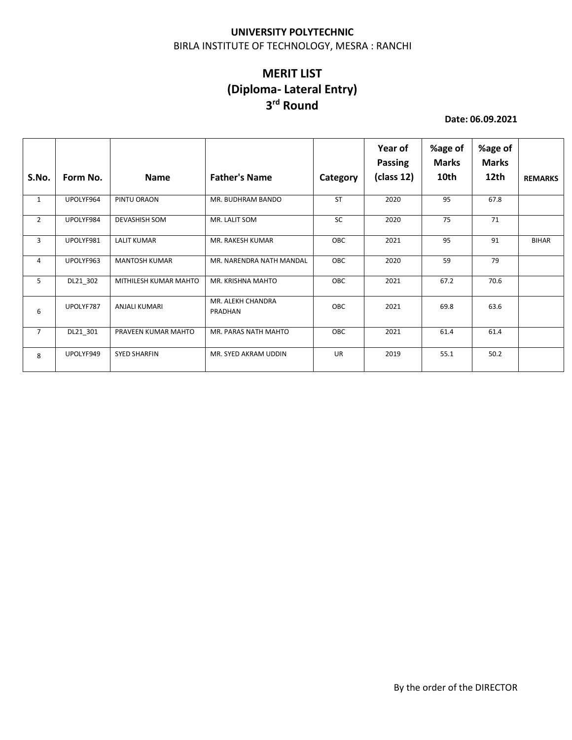**UNIVERSITY POLYTECHNIC**

BIRLA INSTITUTE OF TECHNOLOGY, MESRA : RANCHI

# MERIT LIST
## (Diploma- Lateral Entry)
## 3rd Round

**Date: 06.09.2021**

| S.No. | Form No. | Name | Father's Name | Category | Year of Passing (class 12) | %age of Marks 10th | %age of Marks 12th | REMARKS |
|---|---|---|---|---|---|---|---|---|
| 1 | UPOLYF964 | PINTU ORAON | MR. BUDHRAM BANDO | ST | 2020 | 95 | 67.8 | |
| 2 | UPOLYF984 | DEVASHISH SOM | MR. LALIT SOM | SC | 2020 | 75 | 71 | |
| 3 | UPOLYF981 | LALIT KUMAR | MR. RAKESH KUMAR | OBC | 2021 | 95 | 91 | BIHAR |
| 4 | UPOLYF963 | MANTOSH KUMAR | MR. NARENDRA NATH MANDAL | OBC | 2020 | 59 | 79 | |
| 5 | DL21_302 | MITHILESH KUMAR MAHTO | MR. KRISHNA MAHTO | OBC | 2021 | 67.2 | 70.6 | |
| 6 | UPOLYF787 | ANJALI KUMARI | MR. ALEKH CHANDRA PRADHAN | OBC | 2021 | 69.8 | 63.6 | |
| 7 | DL21_301 | PRAVEEN KUMAR MAHTO | MR. PARAS NATH MAHTO | OBC | 2021 | 61.4 | 61.4 | |
| 8 | UPOLYF949 | SYED SHARFIN | MR. SYED AKRAM UDDIN | UR | 2019 | 55.1 | 50.2 | |

By the order of the DIRECTOR